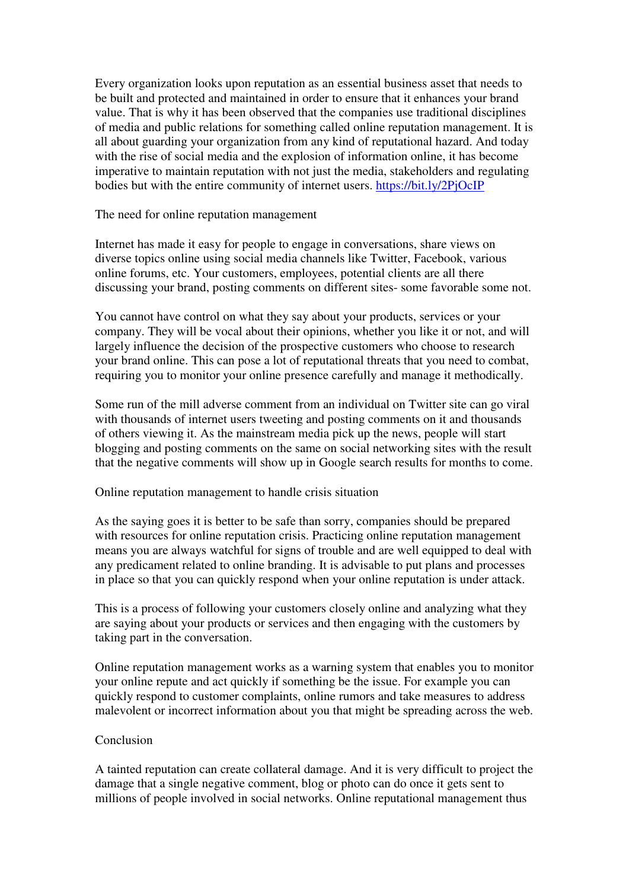Every organization looks upon reputation as an essential business asset that needs to be built and protected and maintained in order to ensure that it enhances your brand value. That is why it has been observed that the companies use traditional disciplines of media and public relations for something called online reputation management. It is all about guarding your organization from any kind of reputational hazard. And today with the rise of social media and the explosion of information online, it has become imperative to maintain reputation with not just the media, stakeholders and regulating bodies but with the entire community of internet users. [https://bit.ly/2PjOcIP](https://bit.ly/2PjOcIP)

## The need for online reputation management

Internet has made it easy for people to engage in conversations, share views on diverse topics online using social media channels like Twitter, Facebook, various online forums, etc. Your customers, employees, potential clients are all there discussing your brand, posting comments on different sites- some favorable some not.

You cannot have control on what they say about your products, services or your company. They will be vocal about their opinions, whether you like it or not, and will largely influence the decision of the prospective customers who choose to research your brand online. This can pose a lot of reputational threats that you need to combat, requiring you to monitor your online presence carefully and manage it methodically.

Some run of the mill adverse comment from an individual on Twitter site can go viral with thousands of internet users tweeting and posting comments on it and thousands of others viewing it. As the mainstream media pick up the news, people will start blogging and posting comments on the same on social networking sites with the result that the negative comments will show up in Google search results for months to come.

## Online reputation management to handle crisis situation

As the saying goes it is better to be safe than sorry, companies should be prepared with resources for online reputation crisis. Practicing online reputation management means you are always watchful for signs of trouble and are well equipped to deal with any predicament related to online branding. It is advisable to put plans and processes in place so that you can quickly respond when your online reputation is under attack.

This is a process of following your customers closely online and analyzing what they are saying about your products or services and then engaging with the customers by taking part in the conversation.

Online reputation management works as a warning system that enables you to monitor your online repute and act quickly if something be the issue. For example you can quickly respond to customer complaints, online rumors and take measures to address malevolent or incorrect information about you that might be spreading across the web.

## Conclusion

A tainted reputation can create collateral damage. And it is very difficult to project the damage that a single negative comment, blog or photo can do once it gets sent to millions of people involved in social networks. Online reputational management thus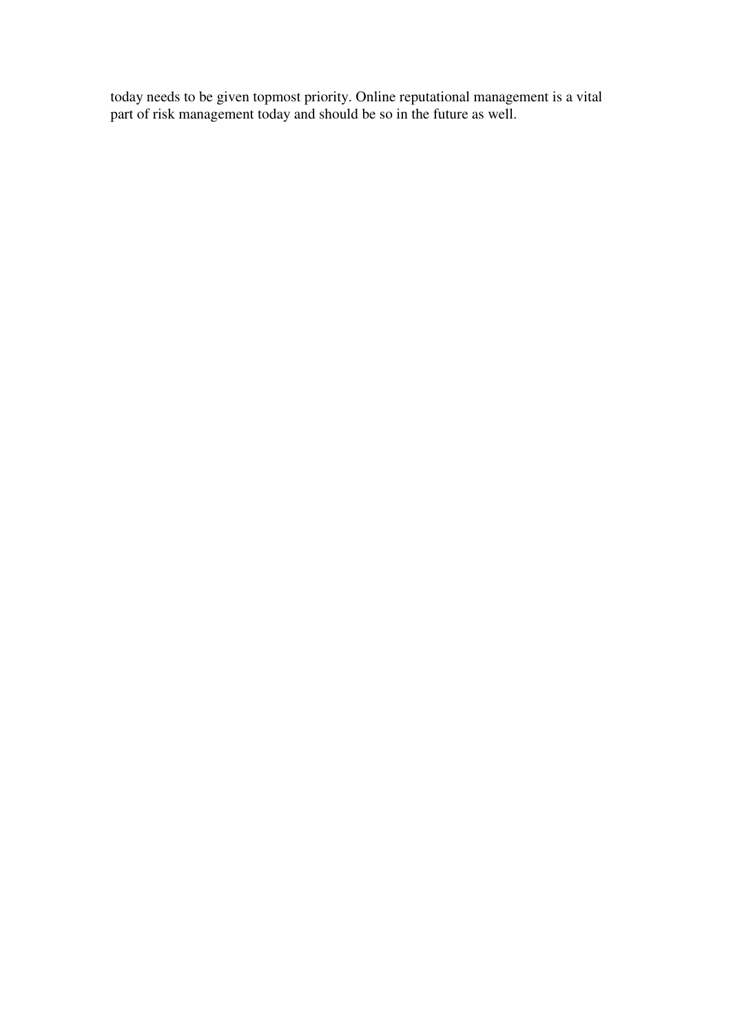today needs to be given topmost priority. Online reputational management is a vital part of risk management today and should be so in the future as well.